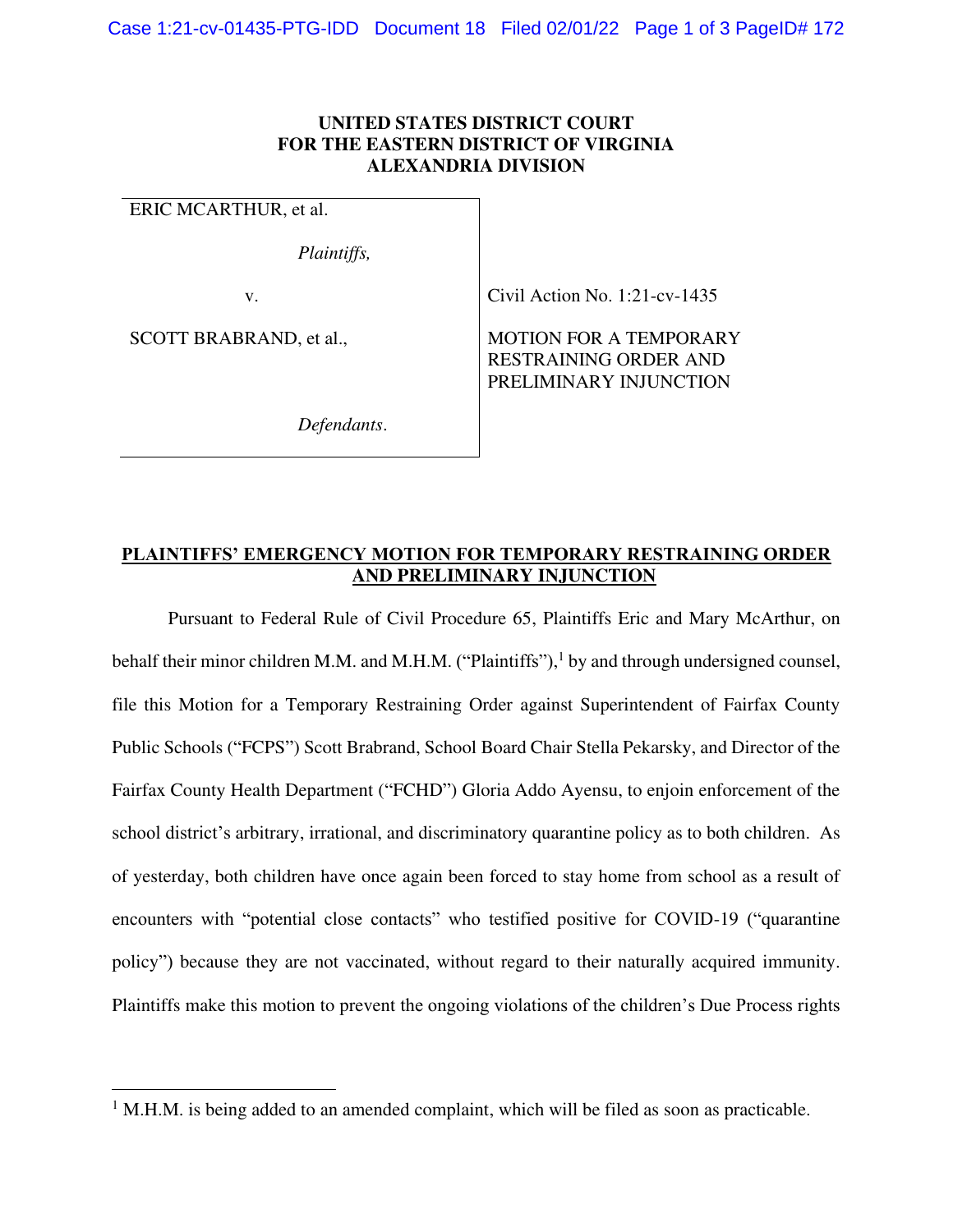**UNITED STATES DISTRICT COURT**
**FOR THE EASTERN DISTRICT OF VIRGINIA**
**ALEXANDRIA DIVISION**

| | |
|---|---|
| ERIC MCARTHUR, et al. <br><br> *Plaintiffs,* <br><br> v. <br><br> SCOTT BRABRAND, et al., <br><br> *Defendants*. | Civil Action No. 1:21-cv-1435 <br><br> MOTION FOR A TEMPORARY RESTRAINING ORDER AND PRELIMINARY INJUNCTION |

**PLAINTIFFS' EMERGENCY MOTION FOR TEMPORARY RESTRAINING ORDER AND PRELIMINARY INJUNCTION**

Pursuant to Federal Rule of Civil Procedure 65, Plaintiffs Eric and Mary McArthur, on behalf their minor children M.M. and M.H.M. ("Plaintiffs"),[1] by and through undersigned counsel, file this Motion for a Temporary Restraining Order against Superintendent of Fairfax County Public Schools ("FCPS") Scott Brabrand, School Board Chair Stella Pekarsky, and Director of the Fairfax County Health Department ("FCHD") Gloria Addo Ayensu, to enjoin enforcement of the school district's arbitrary, irrational, and discriminatory quarantine policy as to both children. As of yesterday, both children have once again been forced to stay home from school as a result of encounters with "potential close contacts" who testified positive for COVID-19 ("quarantine policy") because they are not vaccinated, without regard to their naturally acquired immunity. Plaintiffs make this motion to prevent the ongoing violations of the children's Due Process rights

[1] M.H.M. is being added to an amended complaint, which will be filed as soon as practicable.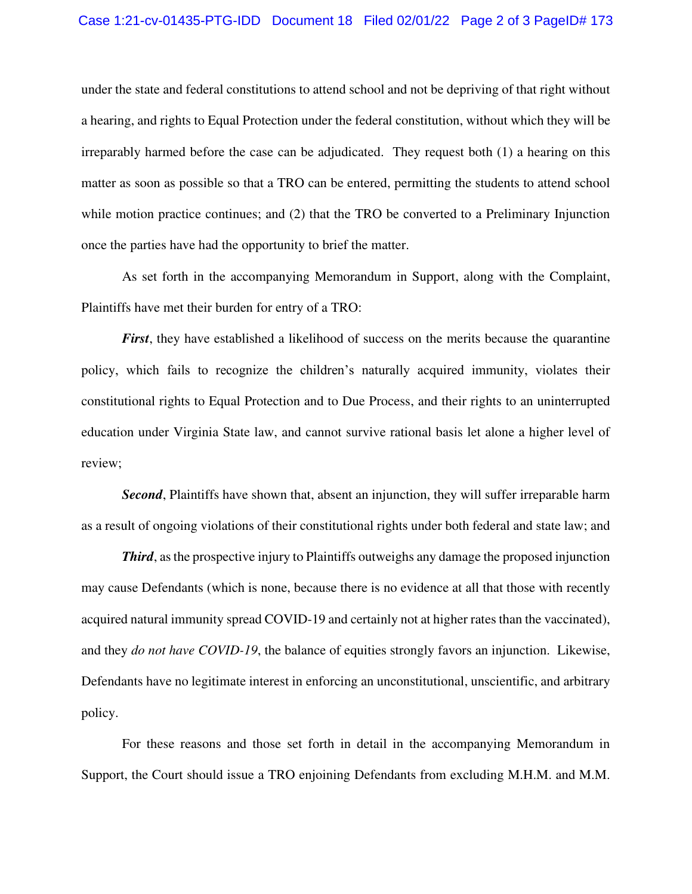under the state and federal constitutions to attend school and not be depriving of that right without a hearing, and rights to Equal Protection under the federal constitution, without which they will be irreparably harmed before the case can be adjudicated. They request both (1) a hearing on this matter as soon as possible so that a TRO can be entered, permitting the students to attend school while motion practice continues; and (2) that the TRO be converted to a Preliminary Injunction once the parties have had the opportunity to brief the matter.

As set forth in the accompanying Memorandum in Support, along with the Complaint, Plaintiffs have met their burden for entry of a TRO:

***First***, they have established a likelihood of success on the merits because the quarantine policy, which fails to recognize the children's naturally acquired immunity, violates their constitutional rights to Equal Protection and to Due Process, and their rights to an uninterrupted education under Virginia State law, and cannot survive rational basis let alone a higher level of review;

***Second***, Plaintiffs have shown that, absent an injunction, they will suffer irreparable harm as a result of ongoing violations of their constitutional rights under both federal and state law; and

***Third***, as the prospective injury to Plaintiffs outweighs any damage the proposed injunction may cause Defendants (which is none, because there is no evidence at all that those with recently acquired natural immunity spread COVID-19 and certainly not at higher rates than the vaccinated), and they *do not have COVID-19*, the balance of equities strongly favors an injunction. Likewise, Defendants have no legitimate interest in enforcing an unconstitutional, unscientific, and arbitrary policy.

For these reasons and those set forth in detail in the accompanying Memorandum in Support, the Court should issue a TRO enjoining Defendants from excluding M.H.M. and M.M.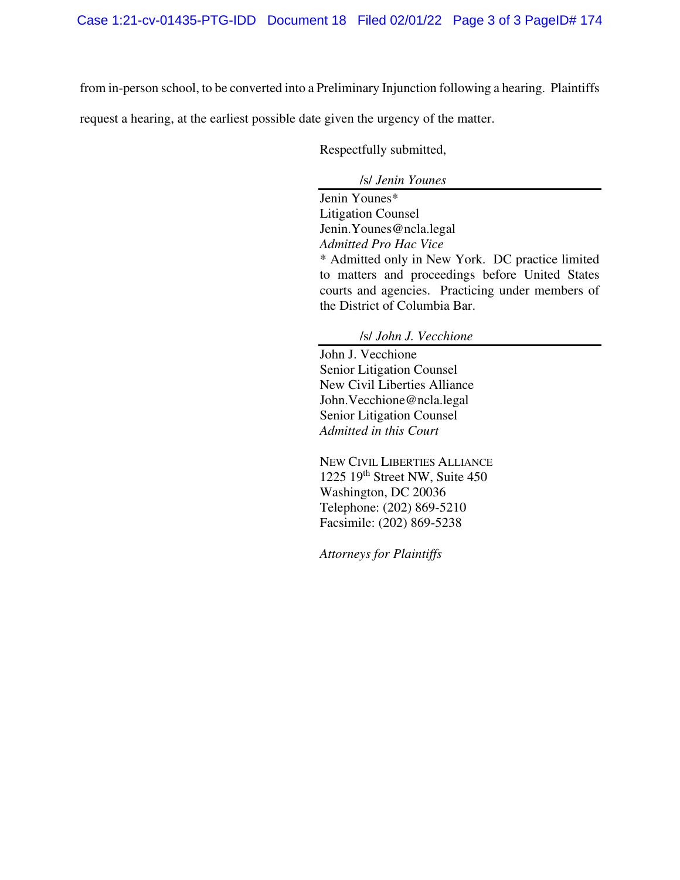from in-person school, to be converted into a Preliminary Injunction following a hearing. Plaintiffs request a hearing, at the earliest possible date given the urgency of the matter.

Respectfully submitted,

/s/ *Jenin Younes*

Jenin Younes*
Litigation Counsel
Jenin.Younes@ncla.legal
*Admitted Pro Hac Vice*
* Admitted only in New York. DC practice limited to matters and proceedings before United States courts and agencies. Practicing under members of the District of Columbia Bar.

/s/ *John J. Vecchione*

John J. Vecchione
Senior Litigation Counsel
New Civil Liberties Alliance
John.Vecchione@ncla.legal
Senior Litigation Counsel
*Admitted in this Court*

NEW CIVIL LIBERTIES ALLIANCE
1225 19th Street NW, Suite 450
Washington, DC 20036
Telephone: (202) 869-5210
Facsimile: (202) 869-5238

*Attorneys for Plaintiffs*